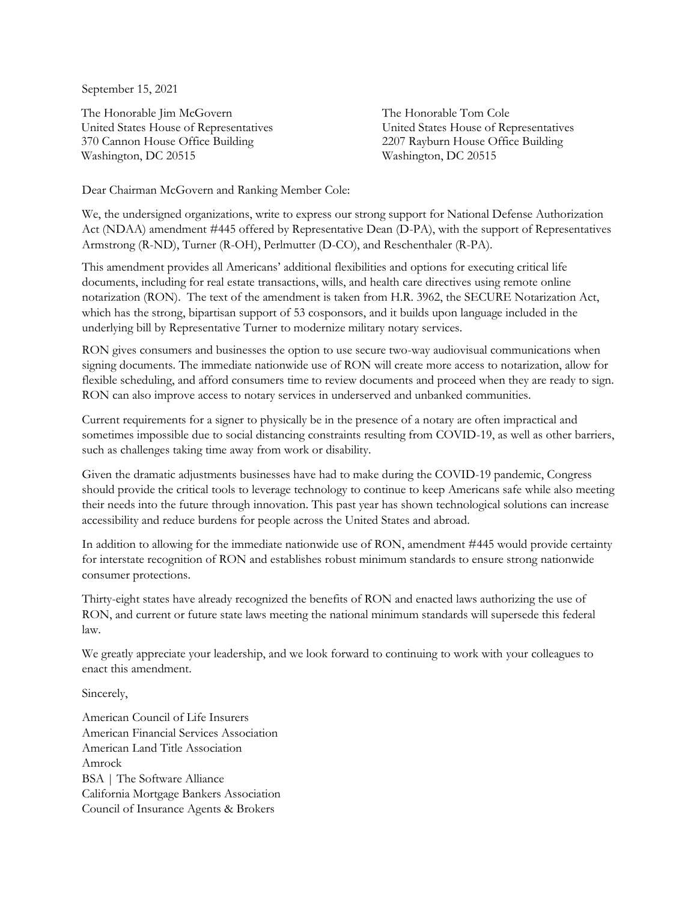September 15, 2021

The Honorable Jim McGovern
United States House of Representatives
370 Cannon House Office Building
Washington, DC 20515

The Honorable Tom Cole
United States House of Representatives
2207 Rayburn House Office Building
Washington, DC 20515

Dear Chairman McGovern and Ranking Member Cole:

We, the undersigned organizations, write to express our strong support for National Defense Authorization Act (NDAA) amendment #445 offered by Representative Dean (D-PA), with the support of Representatives Armstrong (R-ND), Turner (R-OH), Perlmutter (D-CO), and Reschenthaler (R-PA).

This amendment provides all Americans' additional flexibilities and options for executing critical life documents, including for real estate transactions, wills, and health care directives using remote online notarization (RON). The text of the amendment is taken from H.R. 3962, the SECURE Notarization Act, which has the strong, bipartisan support of 53 cosponsors, and it builds upon language included in the underlying bill by Representative Turner to modernize military notary services.

RON gives consumers and businesses the option to use secure two-way audiovisual communications when signing documents. The immediate nationwide use of RON will create more access to notarization, allow for flexible scheduling, and afford consumers time to review documents and proceed when they are ready to sign. RON can also improve access to notary services in underserved and unbanked communities.

Current requirements for a signer to physically be in the presence of a notary are often impractical and sometimes impossible due to social distancing constraints resulting from COVID-19, as well as other barriers, such as challenges taking time away from work or disability.

Given the dramatic adjustments businesses have had to make during the COVID-19 pandemic, Congress should provide the critical tools to leverage technology to continue to keep Americans safe while also meeting their needs into the future through innovation. This past year has shown technological solutions can increase accessibility and reduce burdens for people across the United States and abroad.

In addition to allowing for the immediate nationwide use of RON, amendment #445 would provide certainty for interstate recognition of RON and establishes robust minimum standards to ensure strong nationwide consumer protections.

Thirty-eight states have already recognized the benefits of RON and enacted laws authorizing the use of RON, and current or future state laws meeting the national minimum standards will supersede this federal law.

We greatly appreciate your leadership, and we look forward to continuing to work with your colleagues to enact this amendment.

Sincerely,

American Council of Life Insurers
American Financial Services Association
American Land Title Association
Amrock
BSA | The Software Alliance
California Mortgage Bankers Association
Council of Insurance Agents & Brokers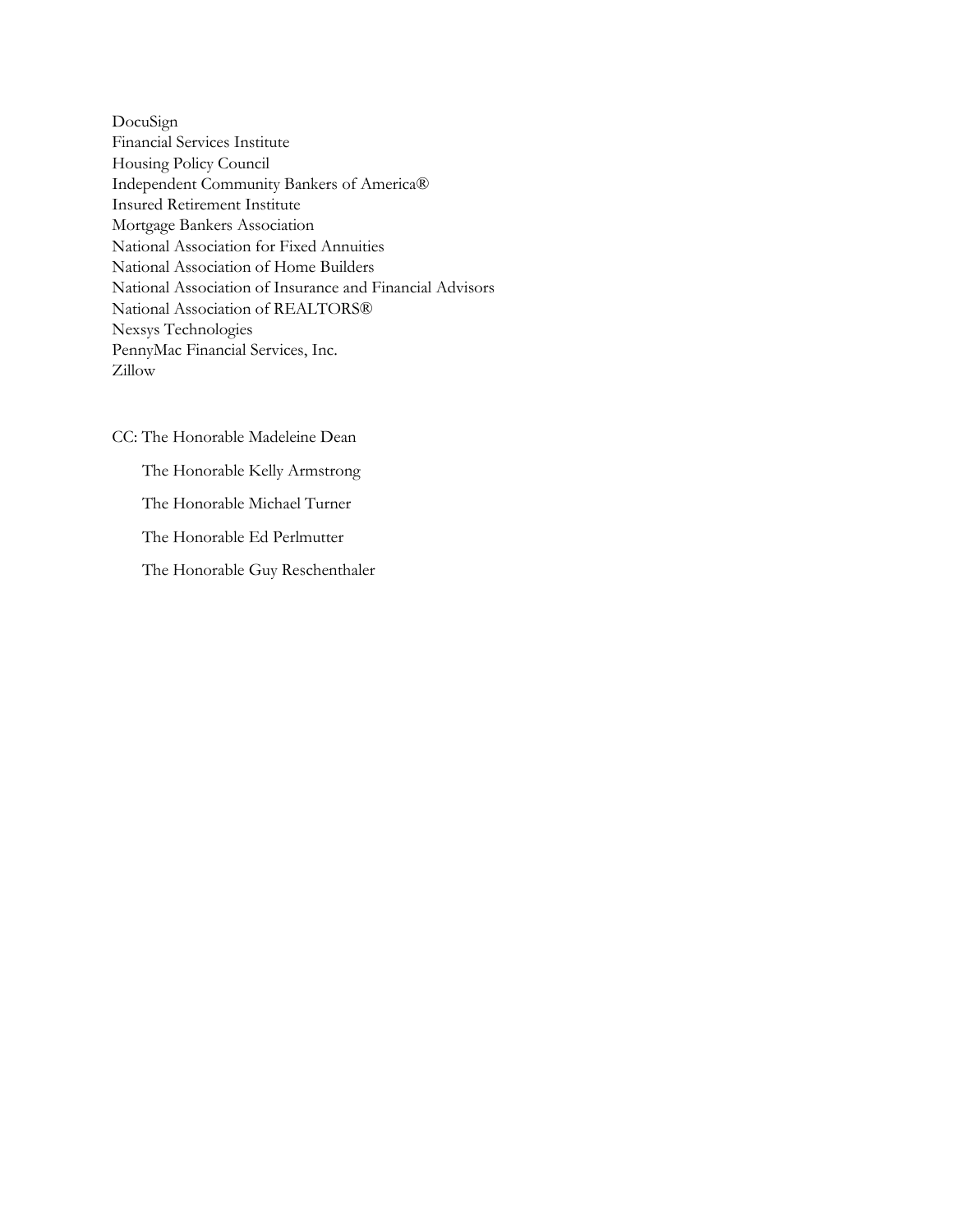DocuSign
Financial Services Institute
Housing Policy Council
Independent Community Bankers of America®
Insured Retirement Institute
Mortgage Bankers Association
National Association for Fixed Annuities
National Association of Home Builders
National Association of Insurance and Financial Advisors
National Association of REALTORS®
Nexsys Technologies
PennyMac Financial Services, Inc.
Zillow

CC: The Honorable Madeleine Dean

The Honorable Kelly Armstrong

The Honorable Michael Turner

The Honorable Ed Perlmutter

The Honorable Guy Reschenthaler